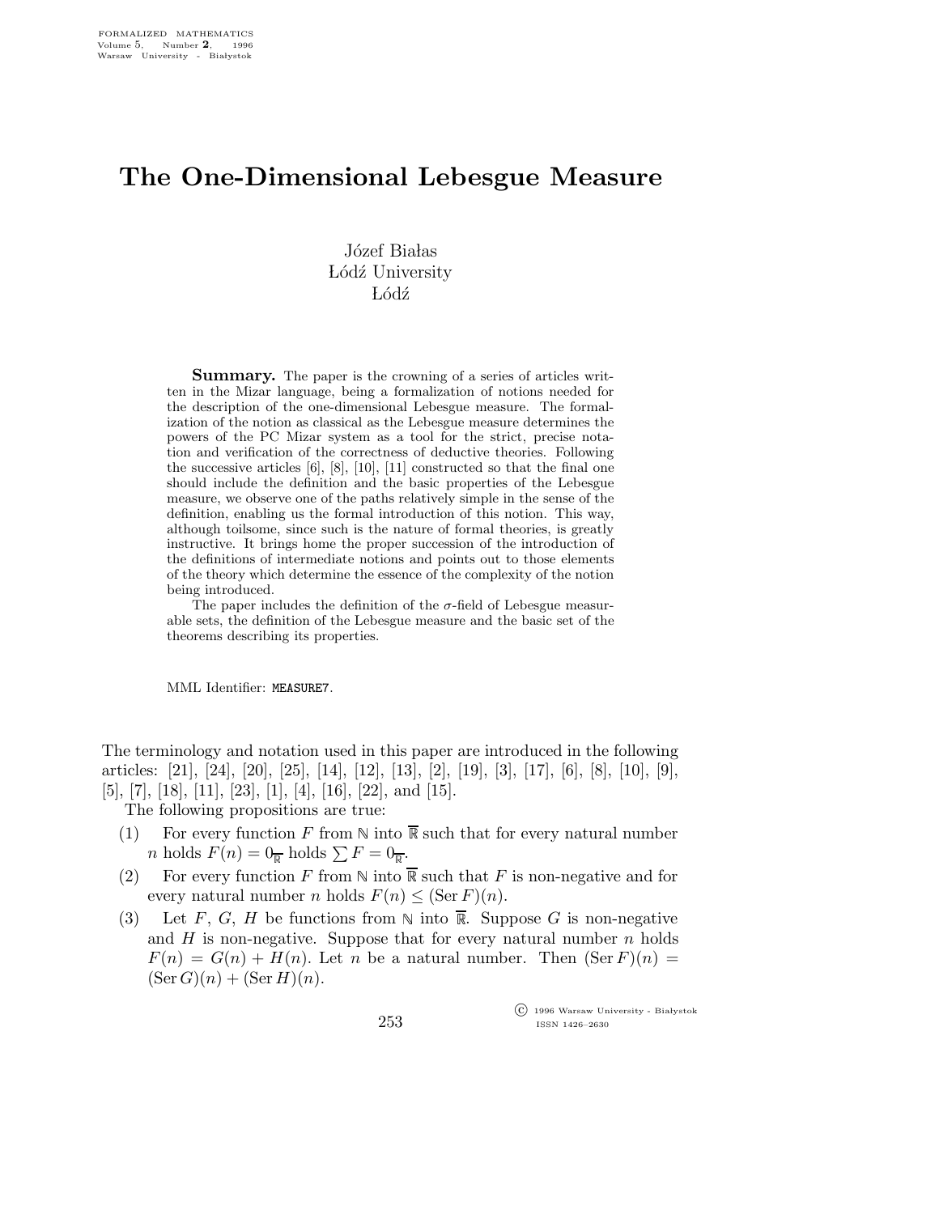# The One-Dimensional Lebesgue Measure

Józef Białas
Łódź University
Łódź

**Summary.** The paper is the crowning of a series of articles written in the Mizar language, being a formalization of notions needed for the description of the one-dimensional Lebesgue measure. The formalization of the notion as classical as the Lebesgue measure determines the powers of the PC Mizar system as a tool for the strict, precise notation and verification of the correctness of deductive theories. Following the successive articles [6], [8], [10], [11] constructed so that the final one should include the definition and the basic properties of the Lebesgue measure, we observe one of the paths relatively simple in the sense of the definition, enabling us the formal introduction of this notion. This way, although toilsome, since such is the nature of formal theories, is greatly instructive. It brings home the proper succession of the introduction of the definitions of intermediate notions and points out to those elements of the theory which determine the essence of the complexity of the notion being introduced.

The paper includes the definition of the $\sigma$-field of Lebesgue measurable sets, the definition of the Lebesgue measure and the basic set of the theorems describing its properties.

MML Identifier: MEASURE7.

The terminology and notation used in this paper are introduced in the following articles: [21], [24], [20], [25], [14], [12], [13], [2], [19], [3], [17], [6], [8], [10], [9], [5], [7], [18], [11], [23], [1], [4], [16], [22], and [15].

The following propositions are true:

(1) For every function $F$ from $\mathbb{N}$ into $\overline{\mathbb{R}}$ such that for every natural number $n$ holds $F(n) = 0_{\overline{\mathbb{R}}}$ holds $\sum F = 0_{\overline{\mathbb{R}}}$.

(2) For every function $F$ from $\mathbb{N}$ into $\overline{\mathbb{R}}$ such that $F$ is non-negative and for every natural number $n$ holds $F(n) \leq (\operatorname{Ser} F)(n)$.

(3) Let $F$, $G$, $H$ be functions from $\mathbb{N}$ into $\overline{\mathbb{R}}$. Suppose $G$ is non-negative and $H$ is non-negative. Suppose that for every natural number $n$ holds $F(n) = G(n) + H(n)$. Let $n$ be a natural number. Then $(\operatorname{Ser} F)(n) = (\operatorname{Ser} G)(n) + (\operatorname{Ser} H)(n)$.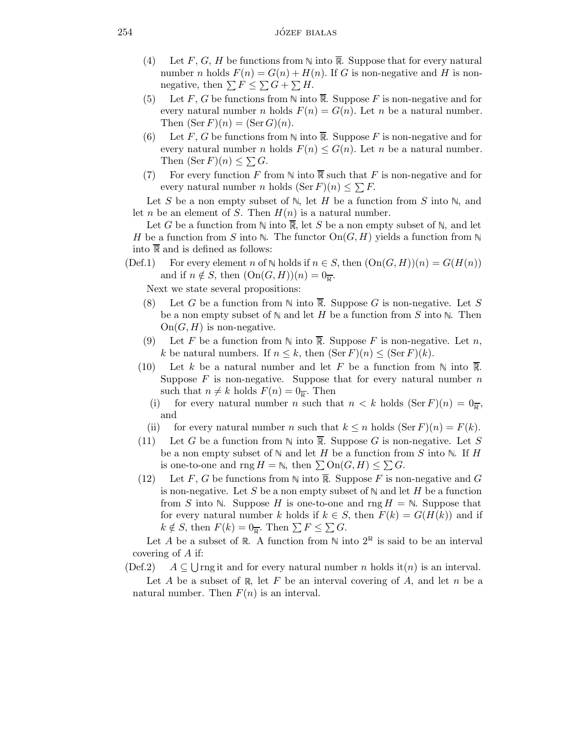(4) Let $F$, $G$, $H$ be functions from $\mathbb{N}$ into $\overline{\mathbb{R}}$. Suppose that for every natural number $n$ holds $F(n) = G(n) + H(n)$. If $G$ is non-negative and $H$ is non-negative, then $\sum F \leq \sum G + \sum H$.

(5) Let $F$, $G$ be functions from $\mathbb{N}$ into $\overline{\mathbb{R}}$. Suppose $F$ is non-negative and for every natural number $n$ holds $F(n) = G(n)$. Let $n$ be a natural number. Then $(\operatorname{Ser} F)(n) = (\operatorname{Ser} G)(n)$.

(6) Let $F$, $G$ be functions from $\mathbb{N}$ into $\overline{\mathbb{R}}$. Suppose $F$ is non-negative and for every natural number $n$ holds $F(n) \leq G(n)$. Let $n$ be a natural number. Then $(\operatorname{Ser} F)(n) \leq \sum G$.

(7) For every function $F$ from $\mathbb{N}$ into $\overline{\mathbb{R}}$ such that $F$ is non-negative and for every natural number $n$ holds $(\operatorname{Ser} F)(n) \leq \sum F$.

Let $S$ be a non empty subset of $\mathbb{N}$, let $H$ be a function from $S$ into $\mathbb{N}$, and let $n$ be an element of $S$. Then $H(n)$ is a natural number.

Let $G$ be a function from $\mathbb{N}$ into $\overline{\mathbb{R}}$, let $S$ be a non empty subset of $\mathbb{N}$, and let $H$ be a function from $S$ into $\mathbb{N}$. The functor $\operatorname{On}(G, H)$ yields a function from $\mathbb{N}$ into $\overline{\mathbb{R}}$ and is defined as follows:

(Def.1) For every element $n$ of $\mathbb{N}$ holds if $n \in S$, then $(\operatorname{On}(G, H))(n) = G(H(n))$ and if $n \notin S$, then $(\operatorname{On}(G, H))(n) = 0_{\overline{\mathbb{R}}}$.

Next we state several propositions:

(8) Let $G$ be a function from $\mathbb{N}$ into $\overline{\mathbb{R}}$. Suppose $G$ is non-negative. Let $S$ be a non empty subset of $\mathbb{N}$ and let $H$ be a function from $S$ into $\mathbb{N}$. Then $\operatorname{On}(G, H)$ is non-negative.

(9) Let $F$ be a function from $\mathbb{N}$ into $\overline{\mathbb{R}}$. Suppose $F$ is non-negative. Let $n$, $k$ be natural numbers. If $n \leq k$, then $(\operatorname{Ser} F)(n) \leq (\operatorname{Ser} F)(k)$.

(10) Let $k$ be a natural number and let $F$ be a function from $\mathbb{N}$ into $\overline{\mathbb{R}}$. Suppose $F$ is non-negative. Suppose that for every natural number $n$ such that $n \neq k$ holds $F(n) = 0_{\overline{\mathbb{R}}}$. Then
  - (i) for every natural number $n$ such that $n < k$ holds $(\operatorname{Ser} F)(n) = 0_{\overline{\mathbb{R}}}$, and
  - (ii) for every natural number $n$ such that $k \leq n$ holds $(\operatorname{Ser} F)(n) = F(k)$.

(11) Let $G$ be a function from $\mathbb{N}$ into $\overline{\mathbb{R}}$. Suppose $G$ is non-negative. Let $S$ be a non empty subset of $\mathbb{N}$ and let $H$ be a function from $S$ into $\mathbb{N}$. If $H$ is one-to-one and $\operatorname{rng} H = \mathbb{N}$, then $\sum \operatorname{On}(G, H) \leq \sum G$.

(12) Let $F$, $G$ be functions from $\mathbb{N}$ into $\overline{\mathbb{R}}$. Suppose $F$ is non-negative and $G$ is non-negative. Let $S$ be a non empty subset of $\mathbb{N}$ and let $H$ be a function from $S$ into $\mathbb{N}$. Suppose $H$ is one-to-one and $\operatorname{rng} H = \mathbb{N}$. Suppose that for every natural number $k$ holds if $k \in S$, then $F(k) = G(H(k))$ and if $k \notin S$, then $F(k) = 0_{\overline{\mathbb{R}}}$. Then $\sum F \leq \sum G$.

Let $A$ be a subset of $\mathbb{R}$. A function from $\mathbb{N}$ into $2^{\mathbb{R}}$ is said to be an interval covering of $A$ if:

(Def.2) $A \subseteq \bigcup \operatorname{rng} \mathrm{it}$ and for every natural number $n$ holds $\mathrm{it}(n)$ is an interval.

Let $A$ be a subset of $\mathbb{R}$, let $F$ be an interval covering of $A$, and let $n$ be a natural number. Then $F(n)$ is an interval.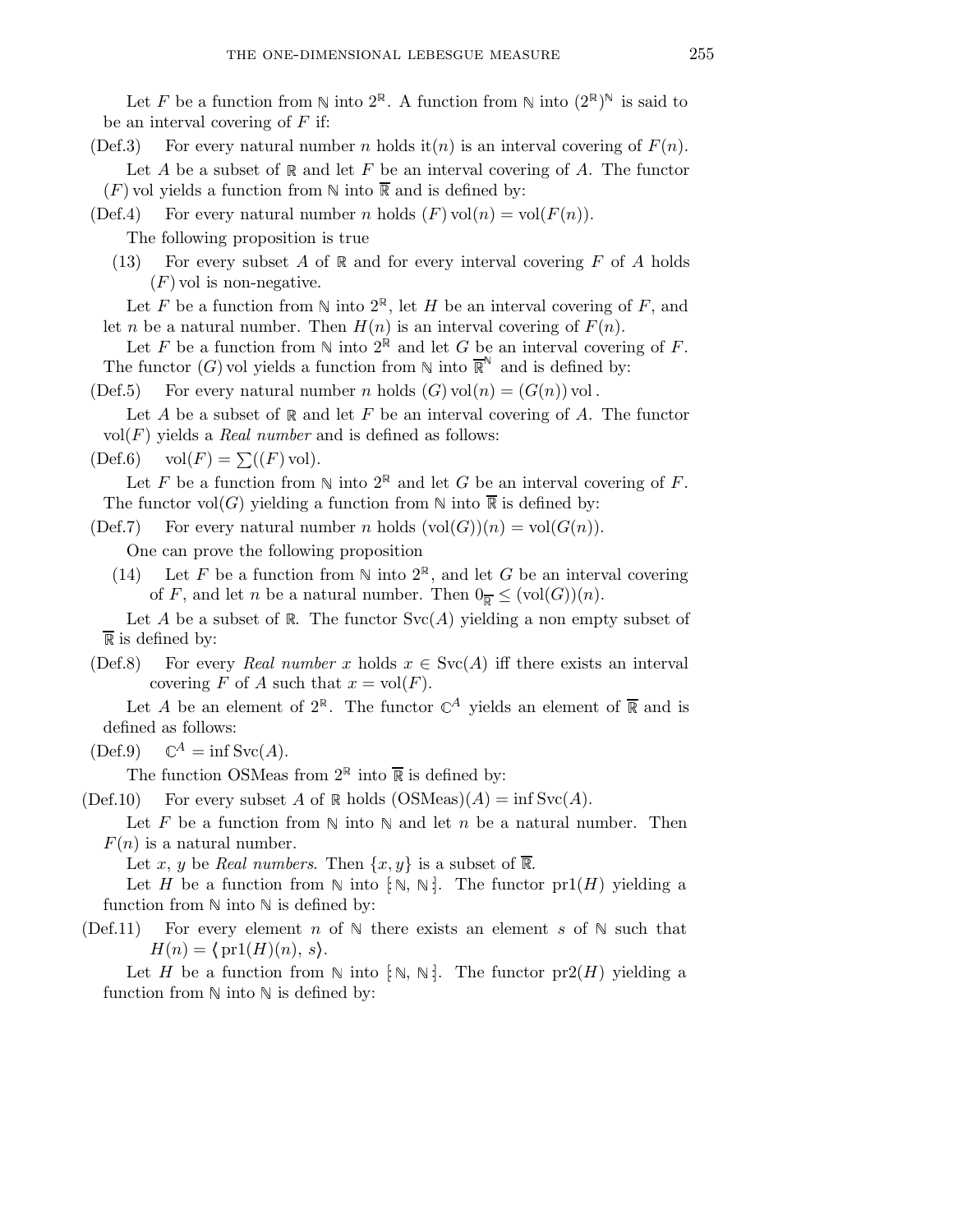Let $F$ be a function from $\mathbb{N}$ into $2^{\mathbb{R}}$. A function from $\mathbb{N}$ into $(2^{\mathbb{R}})^{\mathbb{N}}$ is said to be an interval covering of $F$ if:

(Def.3) For every natural number $n$ holds it$(n)$ is an interval covering of $F(n)$.

Let $A$ be a subset of $\mathbb{R}$ and let $F$ be an interval covering of $A$. The functor $(F)\,\mathrm{vol}$ yields a function from $\mathbb{N}$ into $\overline{\mathbb{R}}$ and is defined by:

(Def.4) For every natural number $n$ holds $(F)\,\mathrm{vol}(n) = \mathrm{vol}(F(n))$.

The following proposition is true

(13) For every subset $A$ of $\mathbb{R}$ and for every interval covering $F$ of $A$ holds $(F)\,\mathrm{vol}$ is non-negative.

Let $F$ be a function from $\mathbb{N}$ into $2^{\mathbb{R}}$, let $H$ be an interval covering of $F$, and let $n$ be a natural number. Then $H(n)$ is an interval covering of $F(n)$.

Let $F$ be a function from $\mathbb{N}$ into $2^{\mathbb{R}}$ and let $G$ be an interval covering of $F$. The functor $(G)\,\mathrm{vol}$ yields a function from $\mathbb{N}$ into $\overline{\mathbb{R}}^{\mathbb{N}}$ and is defined by:

(Def.5) For every natural number $n$ holds $(G)\,\mathrm{vol}(n) = (G(n))\,\mathrm{vol}$.

Let $A$ be a subset of $\mathbb{R}$ and let $F$ be an interval covering of $A$. The functor $\mathrm{vol}(F)$ yields a *Real number* and is defined as follows:

(Def.6) $\mathrm{vol}(F) = \sum((F)\,\mathrm{vol})$.

Let $F$ be a function from $\mathbb{N}$ into $2^{\mathbb{R}}$ and let $G$ be an interval covering of $F$. The functor $\mathrm{vol}(G)$ yielding a function from $\mathbb{N}$ into $\overline{\mathbb{R}}$ is defined by:

(Def.7) For every natural number $n$ holds $(\mathrm{vol}(G))(n) = \mathrm{vol}(G(n))$.

One can prove the following proposition

(14) Let $F$ be a function from $\mathbb{N}$ into $2^{\mathbb{R}}$, and let $G$ be an interval covering of $F$, and let $n$ be a natural number. Then $0_{\overline{\mathbb{R}}} \leq (\mathrm{vol}(G))(n)$.

Let $A$ be a subset of $\mathbb{R}$. The functor $\mathrm{Svc}(A)$ yielding a non empty subset of $\overline{\mathbb{R}}$ is defined by:

(Def.8) For every *Real number* $x$ holds $x \in \mathrm{Svc}(A)$ iff there exists an interval covering $F$ of $A$ such that $x = \mathrm{vol}(F)$.

Let $A$ be an element of $2^{\mathbb{R}}$. The functor $\mathbb{C}^{A}$ yields an element of $\overline{\mathbb{R}}$ and is defined as follows:

(Def.9) $\mathbb{C}^{A} = \inf \mathrm{Svc}(A)$.

The function OSMeas from $2^{\mathbb{R}}$ into $\overline{\mathbb{R}}$ is defined by:

(Def.10) For every subset $A$ of $\mathbb{R}$ holds $(\mathrm{OSMeas})(A) = \inf \mathrm{Svc}(A)$.

Let $F$ be a function from $\mathbb{N}$ into $\mathbb{N}$ and let $n$ be a natural number. Then $F(n)$ is a natural number.

Let $x$, $y$ be *Real numbers*. Then $\{x, y\}$ is a subset of $\overline{\mathbb{R}}$.

Let $H$ be a function from $\mathbb{N}$ into $[\!: \mathbb{N}, \mathbb{N} :\!]$. The functor $\mathrm{pr1}(H)$ yielding a function from $\mathbb{N}$ into $\mathbb{N}$ is defined by:

(Def.11) For every element $n$ of $\mathbb{N}$ there exists an element $s$ of $\mathbb{N}$ such that $H(n) = \langle \mathrm{pr1}(H)(n), s \rangle$.

Let $H$ be a function from $\mathbb{N}$ into $[\!: \mathbb{N}, \mathbb{N} :\!]$. The functor $\mathrm{pr2}(H)$ yielding a function from $\mathbb{N}$ into $\mathbb{N}$ is defined by: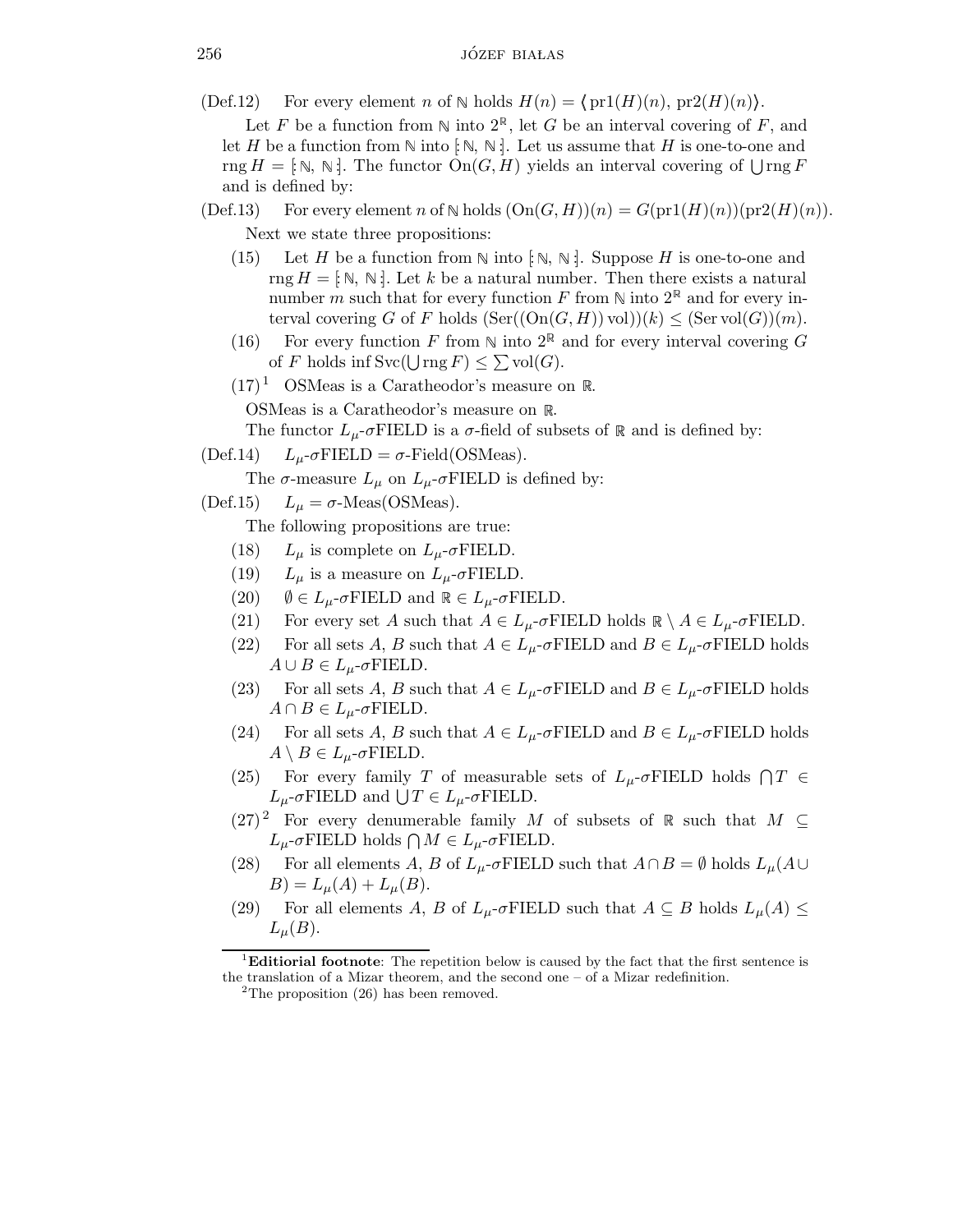(Def.12) For every element $n$ of $\mathbb{N}$ holds $H(n) = \langle \operatorname{pr1}(H)(n), \operatorname{pr2}(H)(n) \rangle$.

Let $F$ be a function from $\mathbb{N}$ into $2^{\mathbb{R}}$, let $G$ be an interval covering of $F$, and let $H$ be a function from $\mathbb{N}$ into $[\!: \mathbb{N}, \mathbb{N} :\!]$. Let us assume that $H$ is one-to-one and $\operatorname{rng} H = [\!: \mathbb{N}, \mathbb{N} :\!]$. The functor $\operatorname{On}(G, H)$ yields an interval covering of $\bigcup \operatorname{rng} F$ and is defined by:

(Def.13) For every element $n$ of $\mathbb{N}$ holds $(\operatorname{On}(G, H))(n) = G(\operatorname{pr1}(H)(n))(\operatorname{pr2}(H)(n))$.

Next we state three propositions:

(15) Let $H$ be a function from $\mathbb{N}$ into $[\!: \mathbb{N}, \mathbb{N} :\!]$. Suppose $H$ is one-to-one and $\operatorname{rng} H = [\!: \mathbb{N}, \mathbb{N} :\!]$. Let $k$ be a natural number. Then there exists a natural number $m$ such that for every function $F$ from $\mathbb{N}$ into $2^{\mathbb{R}}$ and for every interval covering $G$ of $F$ holds $(\operatorname{Ser}((\operatorname{On}(G, H)) \operatorname{vol}))(k) \leq (\operatorname{Ser} \operatorname{vol}(G))(m)$.

(16) For every function $F$ from $\mathbb{N}$ into $2^{\mathbb{R}}$ and for every interval covering $G$ of $F$ holds $\inf \operatorname{Svc}(\bigcup \operatorname{rng} F) \leq \sum \operatorname{vol}(G)$.

(17)[1] OSMeas is a Caratheodor's measure on $\mathbb{R}$.

OSMeas is a Caratheodor's measure on $\mathbb{R}$.

The functor $L_\mu$-$\sigma$FIELD is a $\sigma$-field of subsets of $\mathbb{R}$ and is defined by:

(Def.14) $L_\mu$-$\sigma$FIELD $= \sigma$-Field(OSMeas).

The $\sigma$-measure $L_\mu$ on $L_\mu$-$\sigma$FIELD is defined by:

(Def.15) $L_\mu = \sigma$-Meas(OSMeas).

The following propositions are true:

(18) $L_\mu$ is complete on $L_\mu$-$\sigma$FIELD.

(19) $L_\mu$ is a measure on $L_\mu$-$\sigma$FIELD.

(20) $\emptyset \in L_\mu$-$\sigma$FIELD and $\mathbb{R} \in L_\mu$-$\sigma$FIELD.

(21) For every set $A$ such that $A \in L_\mu$-$\sigma$FIELD holds $\mathbb{R} \setminus A \in L_\mu$-$\sigma$FIELD.

(22) For all sets $A$, $B$ such that $A \in L_\mu$-$\sigma$FIELD and $B \in L_\mu$-$\sigma$FIELD holds $A \cup B \in L_\mu$-$\sigma$FIELD.

(23) For all sets $A$, $B$ such that $A \in L_\mu$-$\sigma$FIELD and $B \in L_\mu$-$\sigma$FIELD holds $A \cap B \in L_\mu$-$\sigma$FIELD.

(24) For all sets $A$, $B$ such that $A \in L_\mu$-$\sigma$FIELD and $B \in L_\mu$-$\sigma$FIELD holds $A \setminus B \in L_\mu$-$\sigma$FIELD.

(25) For every family $T$ of measurable sets of $L_\mu$-$\sigma$FIELD holds $\bigcap T \in L_\mu$-$\sigma$FIELD and $\bigcup T \in L_\mu$-$\sigma$FIELD.

(27)[2] For every denumerable family $M$ of subsets of $\mathbb{R}$ such that $M \subseteq L_\mu$-$\sigma$FIELD holds $\bigcap M \in L_\mu$-$\sigma$FIELD.

(28) For all elements $A$, $B$ of $L_\mu$-$\sigma$FIELD such that $A \cap B = \emptyset$ holds $L_\mu(A \cup B) = L_\mu(A) + L_\mu(B)$.

(29) For all elements $A$, $B$ of $L_\mu$-$\sigma$FIELD such that $A \subseteq B$ holds $L_\mu(A) \leq L_\mu(B)$.

---

[1] **Editiorial footnote**: The repetition below is caused by the fact that the first sentence is the translation of a Mizar theorem, and the second one – of a Mizar redefinition.

[2] The proposition (26) has been removed.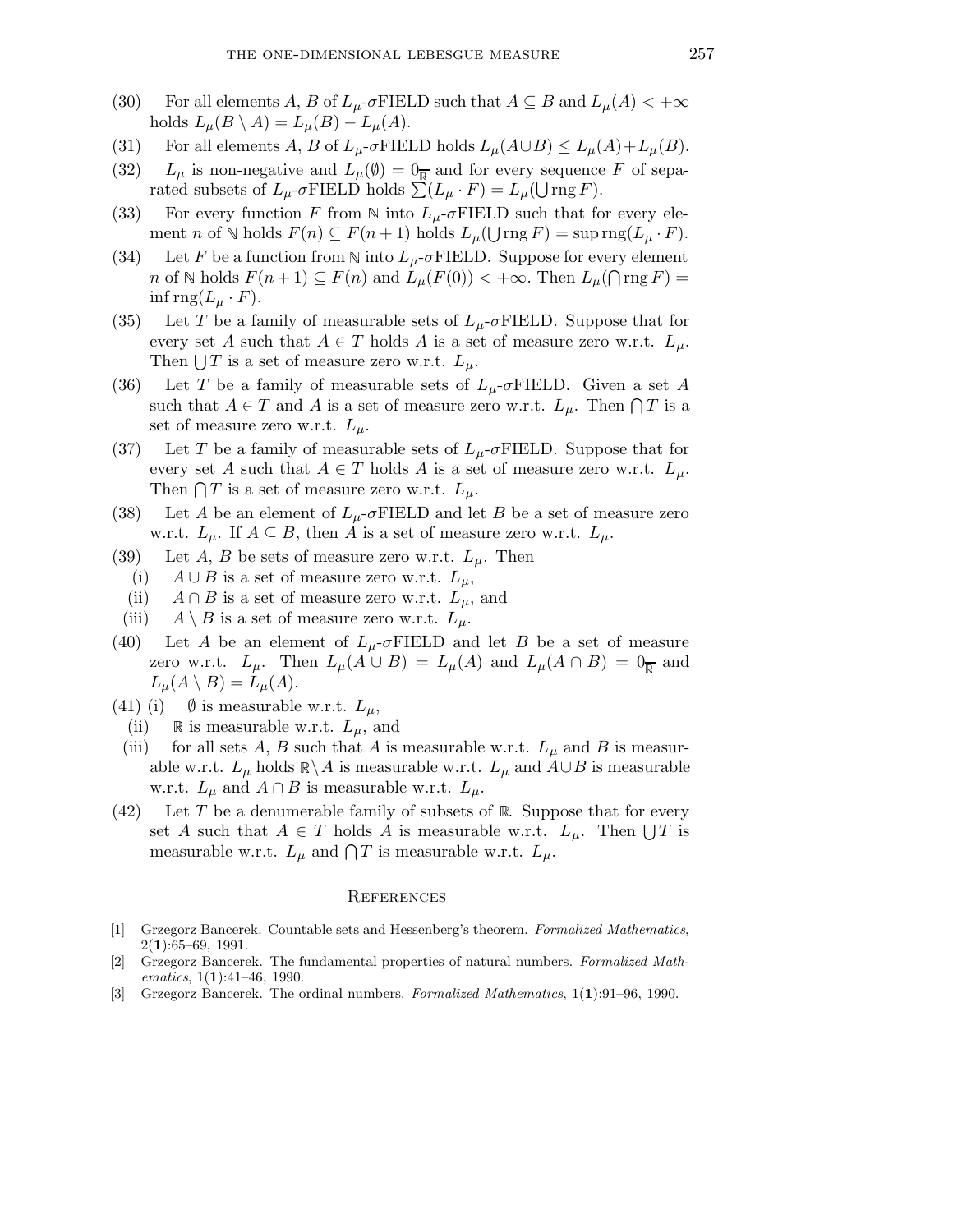(30) For all elements $A$, $B$ of $L_\mu$-$\sigma$FIELD such that $A \subseteq B$ and $L_\mu(A) < +\infty$ holds $L_\mu(B \setminus A) = L_\mu(B) - L_\mu(A)$.

(31) For all elements $A$, $B$ of $L_\mu$-$\sigma$FIELD holds $L_\mu(A \cup B) \leq L_\mu(A) + L_\mu(B)$.

(32) $L_\mu$ is non-negative and $L_\mu(\emptyset) = 0_{\overline{\mathbb{R}}}$ and for every sequence $F$ of separated subsets of $L_\mu$-$\sigma$FIELD holds $\sum(L_\mu \cdot F) = L_\mu(\bigcup \operatorname{rng} F)$.

(33) For every function $F$ from $\mathbb{N}$ into $L_\mu$-$\sigma$FIELD such that for every element $n$ of $\mathbb{N}$ holds $F(n) \subseteq F(n+1)$ holds $L_\mu(\bigcup \operatorname{rng} F) = \sup \operatorname{rng}(L_\mu \cdot F)$.

(34) Let $F$ be a function from $\mathbb{N}$ into $L_\mu$-$\sigma$FIELD. Suppose for every element $n$ of $\mathbb{N}$ holds $F(n+1) \subseteq F(n)$ and $L_\mu(F(0)) < +\infty$. Then $L_\mu(\bigcap \operatorname{rng} F) = \inf \operatorname{rng}(L_\mu \cdot F)$.

(35) Let $T$ be a family of measurable sets of $L_\mu$-$\sigma$FIELD. Suppose that for every set $A$ such that $A \in T$ holds $A$ is a set of measure zero w.r.t. $L_\mu$. Then $\bigcup T$ is a set of measure zero w.r.t. $L_\mu$.

(36) Let $T$ be a family of measurable sets of $L_\mu$-$\sigma$FIELD. Given a set $A$ such that $A \in T$ and $A$ is a set of measure zero w.r.t. $L_\mu$. Then $\bigcap T$ is a set of measure zero w.r.t. $L_\mu$.

(37) Let $T$ be a family of measurable sets of $L_\mu$-$\sigma$FIELD. Suppose that for every set $A$ such that $A \in T$ holds $A$ is a set of measure zero w.r.t. $L_\mu$. Then $\bigcap T$ is a set of measure zero w.r.t. $L_\mu$.

(38) Let $A$ be an element of $L_\mu$-$\sigma$FIELD and let $B$ be a set of measure zero w.r.t. $L_\mu$. If $A \subseteq B$, then $A$ is a set of measure zero w.r.t. $L_\mu$.

(39) Let $A$, $B$ be sets of measure zero w.r.t. $L_\mu$. Then
- (i) $A \cup B$ is a set of measure zero w.r.t. $L_\mu$,
- (ii) $A \cap B$ is a set of measure zero w.r.t. $L_\mu$, and
- (iii) $A \setminus B$ is a set of measure zero w.r.t. $L_\mu$.

(40) Let $A$ be an element of $L_\mu$-$\sigma$FIELD and let $B$ be a set of measure zero w.r.t. $L_\mu$. Then $L_\mu(A \cup B) = L_\mu(A)$ and $L_\mu(A \cap B) = 0_{\overline{\mathbb{R}}}$ and $L_\mu(A \setminus B) = L_\mu(A)$.

(41)
- (i) $\emptyset$ is measurable w.r.t. $L_\mu$,
- (ii) $\mathbb{R}$ is measurable w.r.t. $L_\mu$, and
- (iii) for all sets $A$, $B$ such that $A$ is measurable w.r.t. $L_\mu$ and $B$ is measurable w.r.t. $L_\mu$ holds $\mathbb{R} \setminus A$ is measurable w.r.t. $L_\mu$ and $A \cup B$ is measurable w.r.t. $L_\mu$ and $A \cap B$ is measurable w.r.t. $L_\mu$.

(42) Let $T$ be a denumerable family of subsets of $\mathbb{R}$. Suppose that for every set $A$ such that $A \in T$ holds $A$ is measurable w.r.t. $L_\mu$. Then $\bigcup T$ is measurable w.r.t. $L_\mu$ and $\bigcap T$ is measurable w.r.t. $L_\mu$.

## References

[1] Grzegorz Bancerek. Countable sets and Hessenberg's theorem. *Formalized Mathematics*, 2(**1**):65–69, 1991.

[2] Grzegorz Bancerek. The fundamental properties of natural numbers. *Formalized Mathematics*, 1(**1**):41–46, 1990.

[3] Grzegorz Bancerek. The ordinal numbers. *Formalized Mathematics*, 1(**1**):91–96, 1990.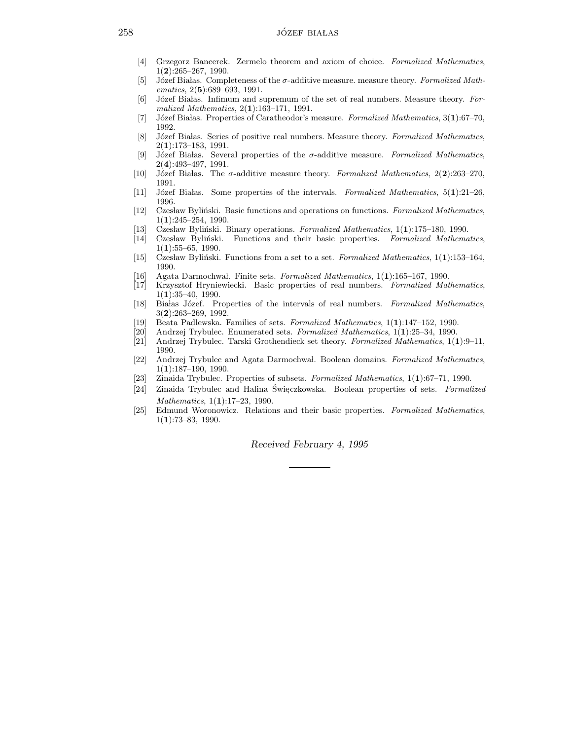[4] Grzegorz Bancerek. Zermelo theorem and axiom of choice. *Formalized Mathematics*, 1(**2**):265–267, 1990.

[5] Józef Białas. Completeness of the $\sigma$-additive measure. measure theory. *Formalized Mathematics*, 2(**5**):689–693, 1991.

[6] Józef Białas. Infimum and supremum of the set of real numbers. Measure theory. *Formalized Mathematics*, 2(**1**):163–171, 1991.

[7] Józef Białas. Properties of Caratheodor's measure. *Formalized Mathematics*, 3(**1**):67–70, 1992.

[8] Józef Białas. Series of positive real numbers. Measure theory. *Formalized Mathematics*, 2(**1**):173–183, 1991.

[9] Józef Białas. Several properties of the $\sigma$-additive measure. *Formalized Mathematics*, 2(**4**):493–497, 1991.

[10] Józef Białas. The $\sigma$-additive measure theory. *Formalized Mathematics*, 2(**2**):263–270, 1991.

[11] Józef Białas. Some properties of the intervals. *Formalized Mathematics*, 5(**1**):21–26, 1996.

[12] Czesław Byliński. Basic functions and operations on functions. *Formalized Mathematics*, 1(**1**):245–254, 1990.

[13] Czesław Byliński. Binary operations. *Formalized Mathematics*, 1(**1**):175–180, 1990.

[14] Czesław Byliński. Functions and their basic properties. *Formalized Mathematics*, 1(**1**):55–65, 1990.

[15] Czesław Byliński. Functions from a set to a set. *Formalized Mathematics*, 1(**1**):153–164, 1990.

[16] Agata Darmochwał. Finite sets. *Formalized Mathematics*, 1(**1**):165–167, 1990.

[17] Krzysztof Hryniewiecki. Basic properties of real numbers. *Formalized Mathematics*, 1(**1**):35–40, 1990.

[18] Białas Józef. Properties of the intervals of real numbers. *Formalized Mathematics*, 3(**2**):263–269, 1992.

[19] Beata Padlewska. Families of sets. *Formalized Mathematics*, 1(**1**):147–152, 1990.

[20] Andrzej Trybulec. Enumerated sets. *Formalized Mathematics*, 1(**1**):25–34, 1990.

[21] Andrzej Trybulec. Tarski Grothendieck set theory. *Formalized Mathematics*, 1(**1**):9–11, 1990.

[22] Andrzej Trybulec and Agata Darmochwał. Boolean domains. *Formalized Mathematics*, 1(**1**):187–190, 1990.

[23] Zinaida Trybulec. Properties of subsets. *Formalized Mathematics*, 1(**1**):67–71, 1990.

[24] Zinaida Trybulec and Halina Święczkowska. Boolean properties of sets. *Formalized Mathematics*, 1(**1**):17–23, 1990.

[25] Edmund Woronowicz. Relations and their basic properties. *Formalized Mathematics*, 1(**1**):73–83, 1990.

*Received February 4, 1995*